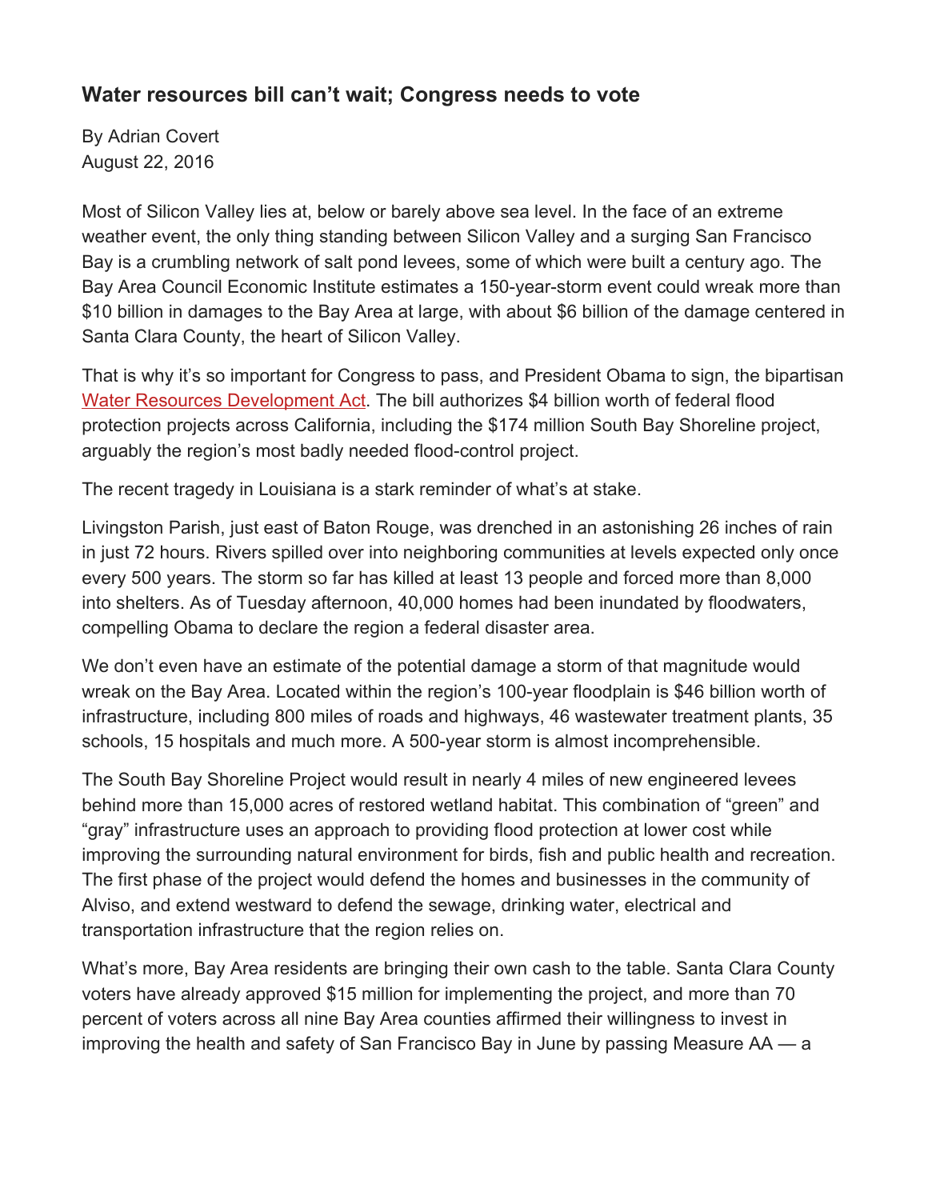## Water resources bill can't wait; Congress needs to vote

By Adrian Covert
August 22, 2016

Most of Silicon Valley lies at, below or barely above sea level. In the face of an extreme weather event, the only thing standing between Silicon Valley and a surging San Francisco Bay is a crumbling network of salt pond levees, some of which were built a century ago. The Bay Area Council Economic Institute estimates a 150-year-storm event could wreak more than $10 billion in damages to the Bay Area at large, with about $6 billion of the damage centered in Santa Clara County, the heart of Silicon Valley.

That is why it's so important for Congress to pass, and President Obama to sign, the bipartisan Water Resources Development Act. The bill authorizes $4 billion worth of federal flood protection projects across California, including the $174 million South Bay Shoreline project, arguably the region's most badly needed flood-control project.

The recent tragedy in Louisiana is a stark reminder of what's at stake.

Livingston Parish, just east of Baton Rouge, was drenched in an astonishing 26 inches of rain in just 72 hours. Rivers spilled over into neighboring communities at levels expected only once every 500 years. The storm so far has killed at least 13 people and forced more than 8,000 into shelters. As of Tuesday afternoon, 40,000 homes had been inundated by floodwaters, compelling Obama to declare the region a federal disaster area.

We don't even have an estimate of the potential damage a storm of that magnitude would wreak on the Bay Area. Located within the region's 100-year floodplain is $46 billion worth of infrastructure, including 800 miles of roads and highways, 46 wastewater treatment plants, 35 schools, 15 hospitals and much more. A 500-year storm is almost incomprehensible.

The South Bay Shoreline Project would result in nearly 4 miles of new engineered levees behind more than 15,000 acres of restored wetland habitat. This combination of "green" and "gray" infrastructure uses an approach to providing flood protection at lower cost while improving the surrounding natural environment for birds, fish and public health and recreation. The first phase of the project would defend the homes and businesses in the community of Alviso, and extend westward to defend the sewage, drinking water, electrical and transportation infrastructure that the region relies on.

What's more, Bay Area residents are bringing their own cash to the table. Santa Clara County voters have already approved $15 million for implementing the project, and more than 70 percent of voters across all nine Bay Area counties affirmed their willingness to invest in improving the health and safety of San Francisco Bay in June by passing Measure AA — a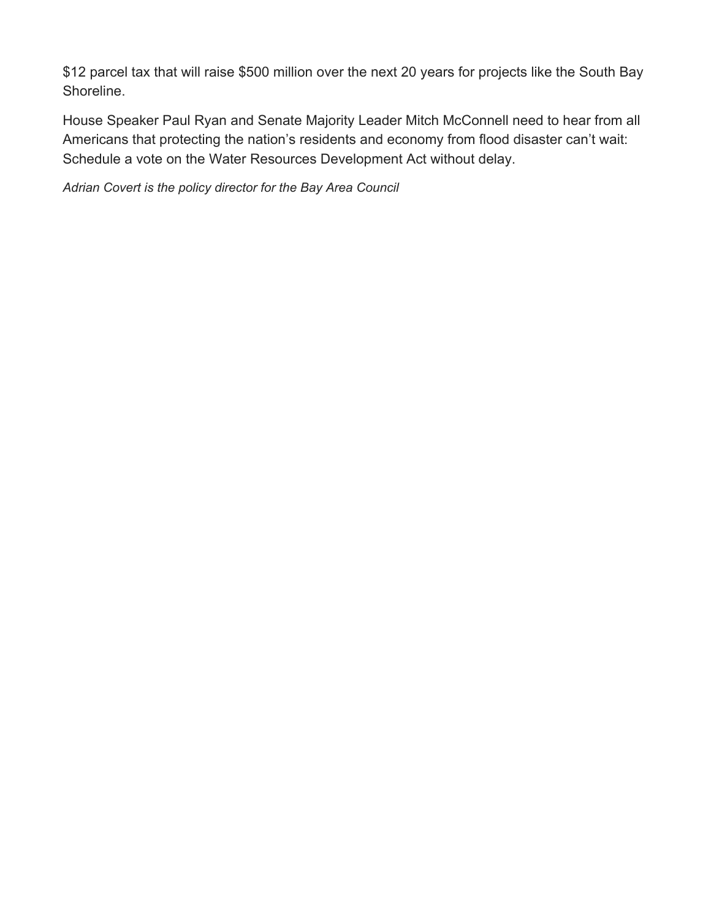$12 parcel tax that will raise $500 million over the next 20 years for projects like the South Bay Shoreline.

House Speaker Paul Ryan and Senate Majority Leader Mitch McConnell need to hear from all Americans that protecting the nation's residents and economy from flood disaster can't wait: Schedule a vote on the Water Resources Development Act without delay.

*Adrian Covert is the policy director for the Bay Area Council*